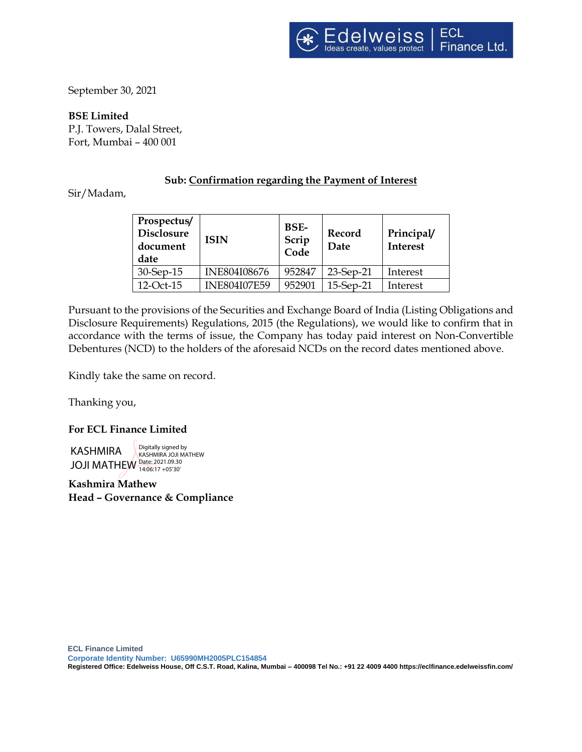Edelweiss | ECL Finance Ltd.
Ideas create, values protect

September 30, 2021

**BSE Limited**
P.J. Towers, Dalal Street,
Fort, Mumbai – 400 001

**Sub: Confirmation regarding the Payment of Interest**

Sir/Madam,

| Prospectus/ Disclosure document date | ISIN | BSE-Scrip Code | Record Date | Principal/ Interest |
|---|---|---|---|---|
| 30-Sep-15 | INE804I08676 | 952847 | 23-Sep-21 | Interest |
| 12-Oct-15 | INE804I07E59 | 952901 | 15-Sep-21 | Interest |

Pursuant to the provisions of the Securities and Exchange Board of India (Listing Obligations and Disclosure Requirements) Regulations, 2015 (the Regulations), we would like to confirm that in accordance with the terms of issue, the Company has today paid interest on Non-Convertible Debentures (NCD) to the holders of the aforesaid NCDs on the record dates mentioned above.

Kindly take the same on record.

Thanking you,

**For ECL Finance Limited**

KASHMIRA JOJI MATHEW
Digitally signed by KASHMIRA JOJI MATHEW
Date: 2021.09.30 14:06:17 +05'30'

**Kashmira Mathew**
**Head – Governance & Compliance**

**ECL Finance Limited**
**Corporate Identity Number: U65990MH2005PLC154854**
**Registered Office: Edelweiss House, Off C.S.T. Road, Kalina, Mumbai – 400098 Tel No.: +91 22 4009 4400 https://eclfinance.edelweissfin.com/**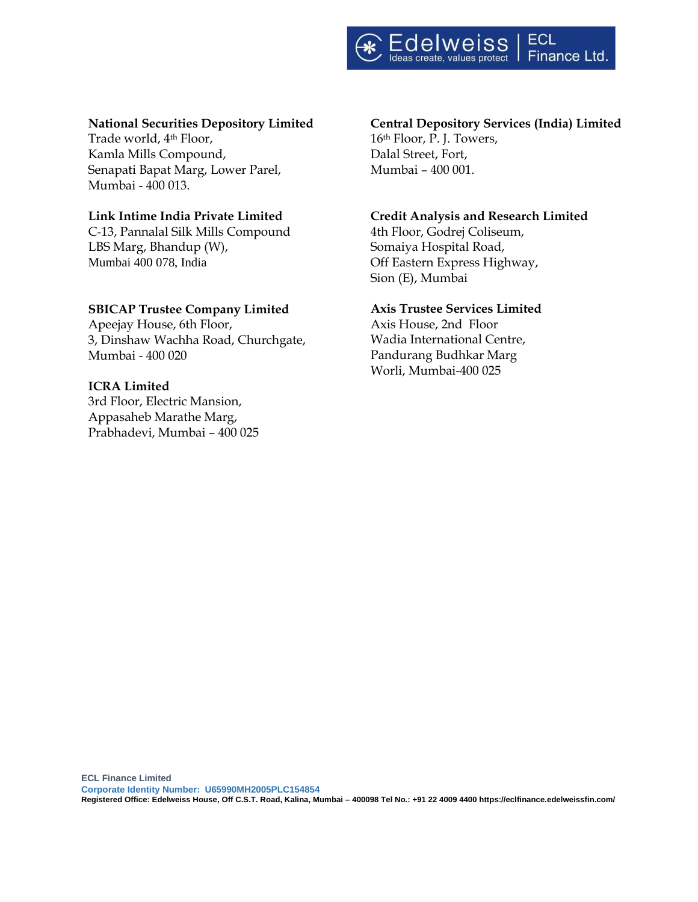**National Securities Depository Limited**
Trade world, 4th Floor,
Kamla Mills Compound,
Senapati Bapat Marg, Lower Parel,
Mumbai - 400 013.

**Central Depository Services (India) Limited**
16th Floor, P. J. Towers,
Dalal Street, Fort,
Mumbai – 400 001.

**Link Intime India Private Limited**
C-13, Pannalal Silk Mills Compound
LBS Marg, Bhandup (W),
Mumbai 400 078, India

**Credit Analysis and Research Limited**
4th Floor, Godrej Coliseum,
Somaiya Hospital Road,
Off Eastern Express Highway,
Sion (E), Mumbai

**SBICAP Trustee Company Limited**
Apeejay House, 6th Floor,
3, Dinshaw Wachha Road, Churchgate,
Mumbai - 400 020

**Axis Trustee Services Limited**
Axis House, 2nd Floor
Wadia International Centre,
Pandurang Budhkar Marg
Worli, Mumbai-400 025

**ICRA Limited**
3rd Floor, Electric Mansion,
Appasaheb Marathe Marg,
Prabhadevi, Mumbai – 400 025